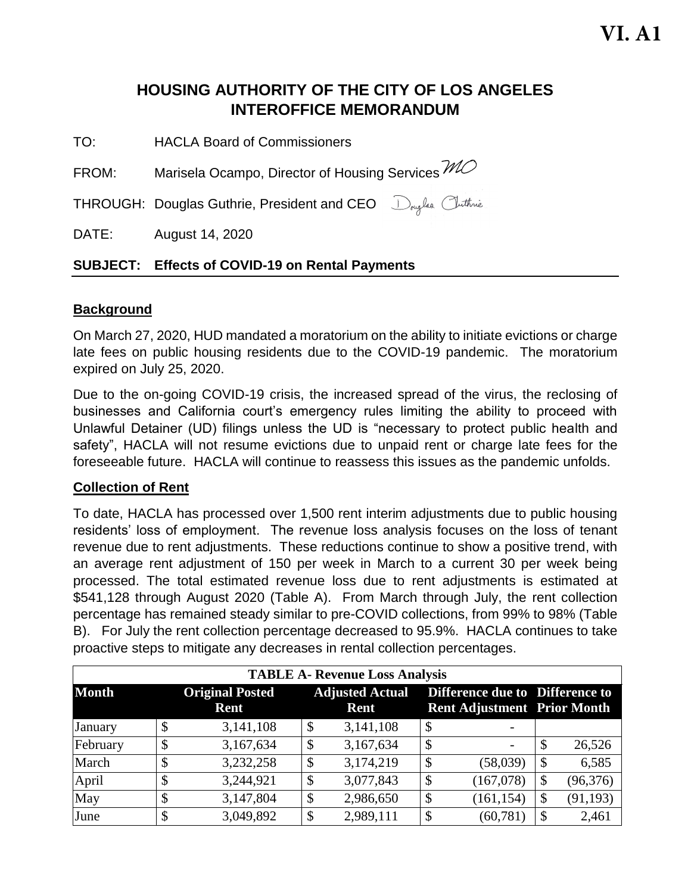VI. A1

# HOUSING AUTHORITY OF THE CITY OF LOS ANGELES
# INTEROFFICE MEMORANDUM

TO: HACLA Board of Commissioners

FROM: Marisela Ocampo, Director of Housing Services *MO*

THROUGH: Douglas Guthrie, President and CEO *Douglas Guthrie*

DATE: August 14, 2020

**SUBJECT: Effects of COVID-19 on Rental Payments**

## Background

On March 27, 2020, HUD mandated a moratorium on the ability to initiate evictions or charge late fees on public housing residents due to the COVID-19 pandemic. The moratorium expired on July 25, 2020.

Due to the on-going COVID-19 crisis, the increased spread of the virus, the reclosing of businesses and California court's emergency rules limiting the ability to proceed with Unlawful Detainer (UD) filings unless the UD is "necessary to protect public health and safety", HACLA will not resume evictions due to unpaid rent or charge late fees for the foreseeable future. HACLA will continue to reassess this issues as the pandemic unfolds.

## Collection of Rent

To date, HACLA has processed over 1,500 rent interim adjustments due to public housing residents' loss of employment. The revenue loss analysis focuses on the loss of tenant revenue due to rent adjustments. These reductions continue to show a positive trend, with an average rent adjustment of 150 per week in March to a current 30 per week being processed. The total estimated revenue loss due to rent adjustments is estimated at $541,128 through August 2020 (Table A). From March through July, the rent collection percentage has remained steady similar to pre-COVID collections, from 99% to 98% (Table B). For July the rent collection percentage decreased to 95.9%. HACLA continues to take proactive steps to mitigate any decreases in rental collection percentages.

| TABLE A- Revenue Loss Analysis | | | | |
|---|---|---|---|---|
| **Month** | **Original Posted Rent** | **Adjusted Actual Rent** | **Difference due to Rent Adjustment** | **Difference to Prior Month** |
| January | $ 3,141,108 | $ 3,141,108 | $ - | |
| February | $ 3,167,634 | $ 3,167,634 | $ - | $ 26,526 |
| March | $ 3,232,258 | $ 3,174,219 | $ (58,039) | $ 6,585 |
| April | $ 3,244,921 | $ 3,077,843 | $ (167,078) | $ (96,376) |
| May | $ 3,147,804 | $ 2,986,650 | $ (161,154) | $ (91,193) |
| June | $ 3,049,892 | $ 2,989,111 | $ (60,781) | $ 2,461 |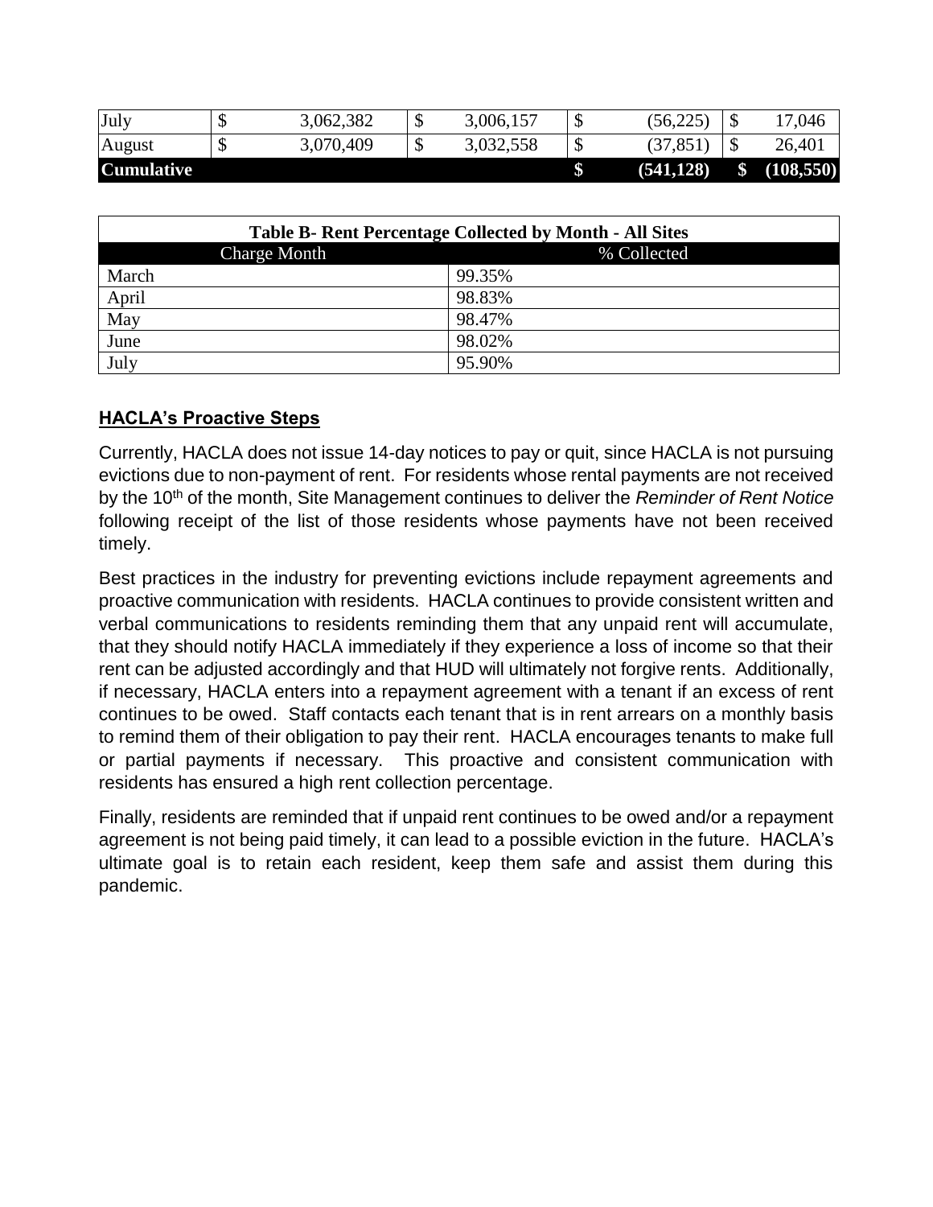| | | | | |
|---|---|---|---|---|
| July | $ 3,062,382 | $ 3,006,157 | $ (56,225) | $ 17,046 |
| August | $ 3,070,409 | $ 3,032,558 | $ (37,851) | $ 26,401 |
| **Cumulative** | | | **$ (541,128)** | **$ (108,550)** |

| Table B- Rent Percentage Collected by Month - All Sites | |
|---|---|
| Charge Month | % Collected |
| March | 99.35% |
| April | 98.83% |
| May | 98.47% |
| June | 98.02% |
| July | 95.90% |

## HACLA's Proactive Steps

Currently, HACLA does not issue 14-day notices to pay or quit, since HACLA is not pursuing evictions due to non-payment of rent. For residents whose rental payments are not received by the 10th of the month, Site Management continues to deliver the *Reminder of Rent Notice* following receipt of the list of those residents whose payments have not been received timely.

Best practices in the industry for preventing evictions include repayment agreements and proactive communication with residents. HACLA continues to provide consistent written and verbal communications to residents reminding them that any unpaid rent will accumulate, that they should notify HACLA immediately if they experience a loss of income so that their rent can be adjusted accordingly and that HUD will ultimately not forgive rents. Additionally, if necessary, HACLA enters into a repayment agreement with a tenant if an excess of rent continues to be owed. Staff contacts each tenant that is in rent arrears on a monthly basis to remind them of their obligation to pay their rent. HACLA encourages tenants to make full or partial payments if necessary. This proactive and consistent communication with residents has ensured a high rent collection percentage.

Finally, residents are reminded that if unpaid rent continues to be owed and/or a repayment agreement is not being paid timely, it can lead to a possible eviction in the future. HACLA's ultimate goal is to retain each resident, keep them safe and assist them during this pandemic.